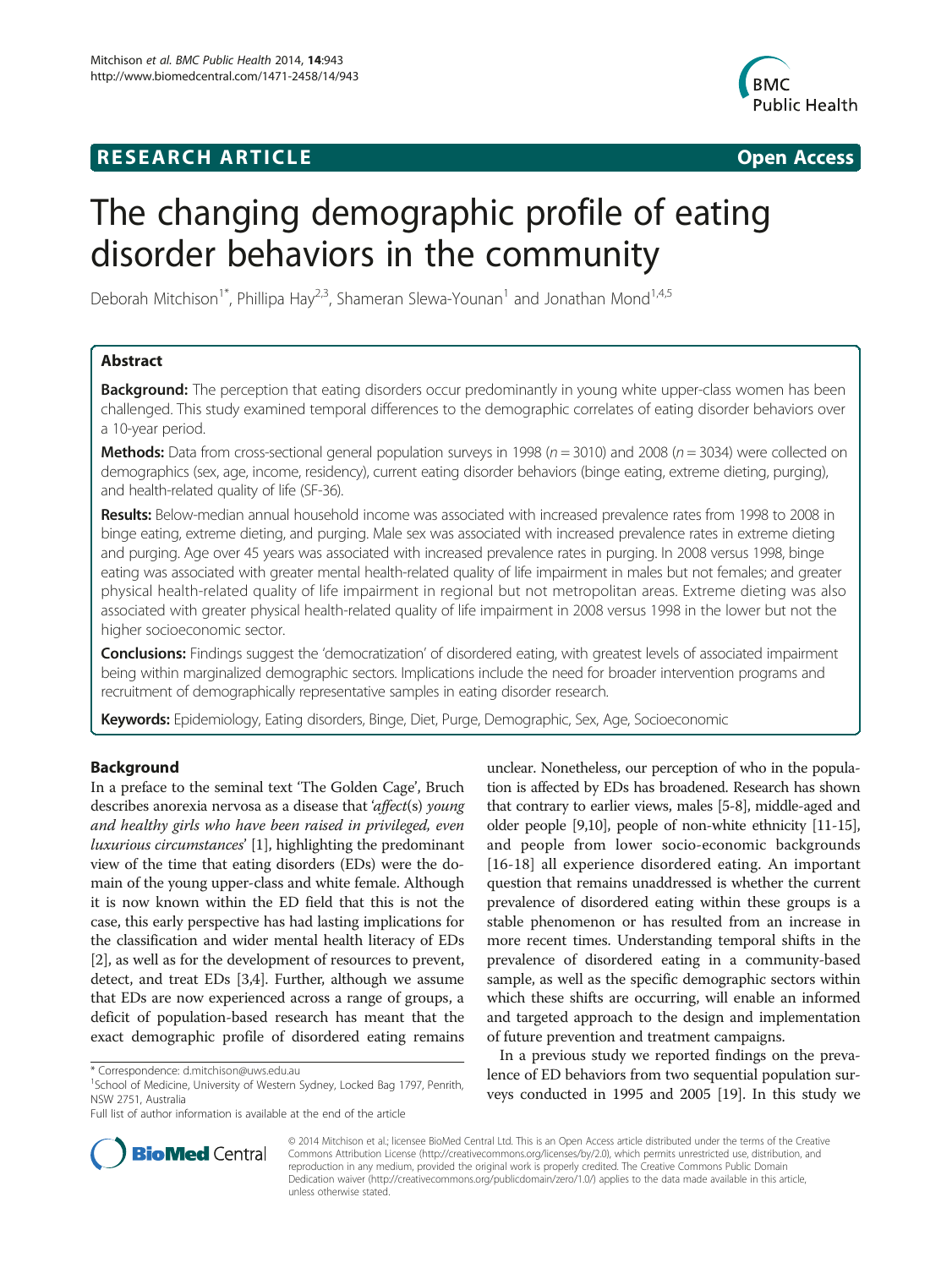**RESEARCH ARTICLE** **Open Access**

# The changing demographic profile of eating disorder behaviors in the community

Deborah Mitchison[1*], Phillipa Hay[2,3], Shameran Slewa-Younan[1] and Jonathan Mond[1,4,5]

## Abstract

**Background:** The perception that eating disorders occur predominantly in young white upper-class women has been challenged. This study examined temporal differences to the demographic correlates of eating disorder behaviors over a 10-year period.

**Methods:** Data from cross-sectional general population surveys in 1998 ($n = 3010$) and 2008 ($n = 3034$) were collected on demographics (sex, age, income, residency), current eating disorder behaviors (binge eating, extreme dieting, purging), and health-related quality of life (SF-36).

**Results:** Below-median annual household income was associated with increased prevalence rates from 1998 to 2008 in binge eating, extreme dieting, and purging. Male sex was associated with increased prevalence rates in extreme dieting and purging. Age over 45 years was associated with increased prevalence rates in purging. In 2008 versus 1998, binge eating was associated with greater mental health-related quality of life impairment in males but not females; and greater physical health-related quality of life impairment in regional but not metropolitan areas. Extreme dieting was also associated with greater physical health-related quality of life impairment in 2008 versus 1998 in the lower but not the higher socioeconomic sector.

**Conclusions:** Findings suggest the 'democratization' of disordered eating, with greatest levels of associated impairment being within marginalized demographic sectors. Implications include the need for broader intervention programs and recruitment of demographically representative samples in eating disorder research.

**Keywords:** Epidemiology, Eating disorders, Binge, Diet, Purge, Demographic, Sex, Age, Socioeconomic

## Background

In a preface to the seminal text 'The Golden Cage', Bruch describes anorexia nervosa as a disease that '*affect(s) young and healthy girls who have been raised in privileged, even luxurious circumstances*' [1], highlighting the predominant view of the time that eating disorders (EDs) were the domain of the young upper-class and white female. Although it is now known within the ED field that this is not the case, this early perspective has had lasting implications for the classification and wider mental health literacy of EDs [2], as well as for the development of resources to prevent, detect, and treat EDs [3,4]. Further, although we assume that EDs are now experienced across a range of groups, a deficit of population-based research has meant that the exact demographic profile of disordered eating remains unclear. Nonetheless, our perception of who in the population is affected by EDs has broadened. Research has shown that contrary to earlier views, males [5-8], middle-aged and older people [9,10], people of non-white ethnicity [11-15], and people from lower socio-economic backgrounds [16-18] all experience disordered eating. An important question that remains unaddressed is whether the current prevalence of disordered eating within these groups is a stable phenomenon or has resulted from an increase in more recent times. Understanding temporal shifts in the prevalence of disordered eating in a community-based sample, as well as the specific demographic sectors within which these shifts are occurring, will enable an informed and targeted approach to the design and implementation of future prevention and treatment campaigns.

In a previous study we reported findings on the prevalence of ED behaviors from two sequential population surveys conducted in 1995 and 2005 [19]. In this study we

\* Correspondence: d.mitchison@uws.edu.au
[1]School of Medicine, University of Western Sydney, Locked Bag 1797, Penrith, NSW 2751, Australia
Full list of author information is available at the end of the article

© 2014 Mitchison et al.; licensee BioMed Central Ltd. This is an Open Access article distributed under the terms of the Creative Commons Attribution License (http://creativecommons.org/licenses/by/2.0), which permits unrestricted use, distribution, and reproduction in any medium, provided the original work is properly credited. The Creative Commons Public Domain Dedication waiver (http://creativecommons.org/publicdomain/zero/1.0/) applies to the data made available in this article, unless otherwise stated.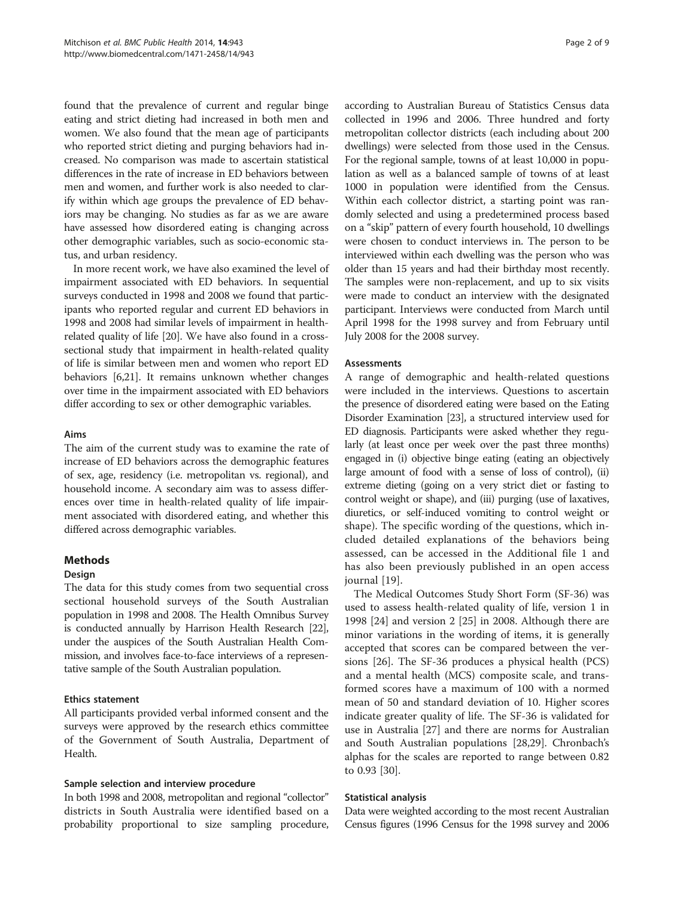found that the prevalence of current and regular binge eating and strict dieting had increased in both men and women. We also found that the mean age of participants who reported strict dieting and purging behaviors had increased. No comparison was made to ascertain statistical differences in the rate of increase in ED behaviors between men and women, and further work is also needed to clarify within which age groups the prevalence of ED behaviors may be changing. No studies as far as we are aware have assessed how disordered eating is changing across other demographic variables, such as socio-economic status, and urban residency.

In more recent work, we have also examined the level of impairment associated with ED behaviors. In sequential surveys conducted in 1998 and 2008 we found that participants who reported regular and current ED behaviors in 1998 and 2008 had similar levels of impairment in health-related quality of life [20]. We have also found in a cross-sectional study that impairment in health-related quality of life is similar between men and women who report ED behaviors [6,21]. It remains unknown whether changes over time in the impairment associated with ED behaviors differ according to sex or other demographic variables.

### Aims

The aim of the current study was to examine the rate of increase of ED behaviors across the demographic features of sex, age, residency (i.e. metropolitan vs. regional), and household income. A secondary aim was to assess differences over time in health-related quality of life impairment associated with disordered eating, and whether this differed across demographic variables.

## Methods

### Design

The data for this study comes from two sequential cross sectional household surveys of the South Australian population in 1998 and 2008. The Health Omnibus Survey is conducted annually by Harrison Health Research [22], under the auspices of the South Australian Health Commission, and involves face-to-face interviews of a representative sample of the South Australian population.

### Ethics statement

All participants provided verbal informed consent and the surveys were approved by the research ethics committee of the Government of South Australia, Department of Health.

### Sample selection and interview procedure

In both 1998 and 2008, metropolitan and regional "collector" districts in South Australia were identified based on a probability proportional to size sampling procedure, according to Australian Bureau of Statistics Census data collected in 1996 and 2006. Three hundred and forty metropolitan collector districts (each including about 200 dwellings) were selected from those used in the Census. For the regional sample, towns of at least 10,000 in population as well as a balanced sample of towns of at least 1000 in population were identified from the Census. Within each collector district, a starting point was randomly selected and using a predetermined process based on a "skip" pattern of every fourth household, 10 dwellings were chosen to conduct interviews in. The person to be interviewed within each dwelling was the person who was older than 15 years and had their birthday most recently. The samples were non-replacement, and up to six visits were made to conduct an interview with the designated participant. Interviews were conducted from March until April 1998 for the 1998 survey and from February until July 2008 for the 2008 survey.

### Assessments

A range of demographic and health-related questions were included in the interviews. Questions to ascertain the presence of disordered eating were based on the Eating Disorder Examination [23], a structured interview used for ED diagnosis. Participants were asked whether they regularly (at least once per week over the past three months) engaged in (i) objective binge eating (eating an objectively large amount of food with a sense of loss of control), (ii) extreme dieting (going on a very strict diet or fasting to control weight or shape), and (iii) purging (use of laxatives, diuretics, or self-induced vomiting to control weight or shape). The specific wording of the questions, which included detailed explanations of the behaviors being assessed, can be accessed in the Additional file 1 and has also been previously published in an open access journal [19].

The Medical Outcomes Study Short Form (SF-36) was used to assess health-related quality of life, version 1 in 1998 [24] and version 2 [25] in 2008. Although there are minor variations in the wording of items, it is generally accepted that scores can be compared between the versions [26]. The SF-36 produces a physical health (PCS) and a mental health (MCS) composite scale, and transformed scores have a maximum of 100 with a normed mean of 50 and standard deviation of 10. Higher scores indicate greater quality of life. The SF-36 is validated for use in Australia [27] and there are norms for Australian and South Australian populations [28,29]. Chronbach's alphas for the scales are reported to range between 0.82 to 0.93 [30].

### Statistical analysis

Data were weighted according to the most recent Australian Census figures (1996 Census for the 1998 survey and 2006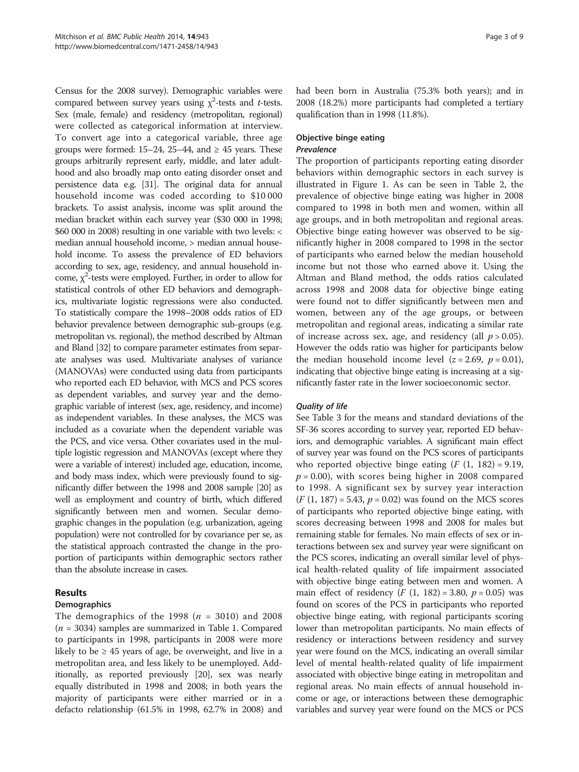Census for the 2008 survey). Demographic variables were compared between survey years using $\chi^2$-tests and *t*-tests. Sex (male, female) and residency (metropolitan, regional) were collected as categorical information at interview. To convert age into a categorical variable, three age groups were formed: 15–24, 25–44, and ≥ 45 years. These groups arbitrarily represent early, middle, and later adulthood and also broadly map onto eating disorder onset and persistence data e.g. [31]. The original data for annual household income was coded according to $10 000 brackets. To assist analysis, income was split around the median bracket within each survey year ($30 000 in 1998; $60 000 in 2008) resulting in one variable with two levels: < median annual household income, > median annual household income. To assess the prevalence of ED behaviors according to sex, age, residency, and annual household income, $\chi^2$-tests were employed. Further, in order to allow for statistical controls of other ED behaviors and demographics, multivariate logistic regressions were also conducted. To statistically compare the 1998–2008 odds ratios of ED behavior prevalence between demographic sub-groups (e.g. metropolitan vs. regional), the method described by Altman and Bland [32] to compare parameter estimates from separate analyses was used. Multivariate analyses of variance (MANOVAs) were conducted using data from participants who reported each ED behavior, with MCS and PCS scores as dependent variables, and survey year and the demographic variable of interest (sex, age, residency, and income) as independent variables. In these analyses, the MCS was included as a covariate when the dependent variable was the PCS, and vice versa. Other covariates used in the multiple logistic regression and MANOVAs (except where they were a variable of interest) included age, education, income, and body mass index, which were previously found to significantly differ between the 1998 and 2008 sample [20] as well as employment and country of birth, which differed significantly between men and women. Secular demographic changes in the population (e.g. urbanization, ageing population) were not controlled for by covariance per se, as the statistical approach contrasted the change in the proportion of participants within demographic sectors rather than the absolute increase in cases.

## Results

### Demographics

The demographics of the 1998 ($n$ = 3010) and 2008 ($n$ = 3034) samples are summarized in Table 1. Compared to participants in 1998, participants in 2008 were more likely to be ≥ 45 years of age, be overweight, and live in a metropolitan area, and less likely to be unemployed. Additionally, as reported previously [20], sex was nearly equally distributed in 1998 and 2008; in both years the majority of participants were either married or in a defacto relationship (61.5% in 1998, 62.7% in 2008) and had been born in Australia (75.3% both years); and in 2008 (18.2%) more participants had completed a tertiary qualification than in 1998 (11.8%).

### Objective binge eating

#### *Prevalence*

The proportion of participants reporting eating disorder behaviors within demographic sectors in each survey is illustrated in Figure 1. As can be seen in Table 2, the prevalence of objective binge eating was higher in 2008 compared to 1998 in both men and women, within all age groups, and in both metropolitan and regional areas. Objective binge eating however was observed to be significantly higher in 2008 compared to 1998 in the sector of participants who earned below the median household income but not those who earned above it. Using the Altman and Bland method, the odds ratios calculated across 1998 and 2008 data for objective binge eating were found not to differ significantly between men and women, between any of the age groups, or between metropolitan and regional areas, indicating a similar rate of increase across sex, age, and residency (all $p > 0.05$). However the odds ratio was higher for participants below the median household income level ($z = 2.69$, $p = 0.01$), indicating that objective binge eating is increasing at a significantly faster rate in the lower socioeconomic sector.

#### *Quality of life*

See Table 3 for the means and standard deviations of the SF-36 scores according to survey year, reported ED behaviors, and demographic variables. A significant main effect of survey year was found on the PCS scores of participants who reported objective binge eating ($F$ (1, 182) = 9.19, $p = 0.00$), with scores being higher in 2008 compared to 1998. A significant sex by survey year interaction ($F$ (1, 187) = 5.43, $p = 0.02$) was found on the MCS scores of participants who reported objective binge eating, with scores decreasing between 1998 and 2008 for males but remaining stable for females. No main effects of sex or interactions between sex and survey year were significant on the PCS scores, indicating an overall similar level of physical health-related quality of life impairment associated with objective binge eating between men and women. A main effect of residency ($F$ (1, 182) = 3.80, $p = 0.05$) was found on scores of the PCS in participants who reported objective binge eating, with regional participants scoring lower than metropolitan participants. No main effects of residency or interactions between residency and survey year were found on the MCS, indicating an overall similar level of mental health-related quality of life impairment associated with objective binge eating in metropolitan and regional areas. No main effects of annual household income or age, or interactions between these demographic variables and survey year were found on the MCS or PCS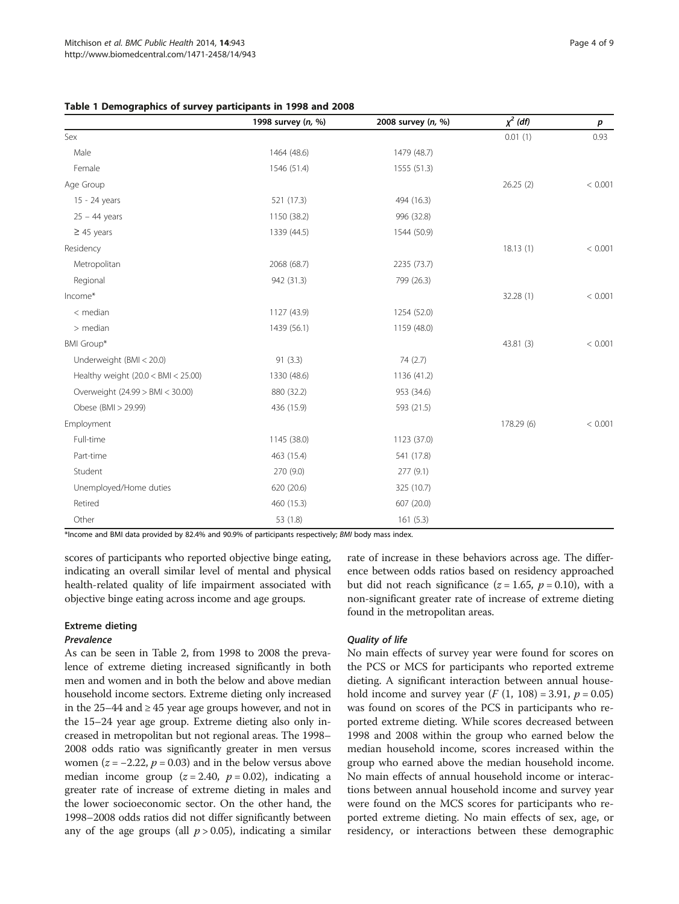**Table 1 Demographics of survey participants in 1998 and 2008**

| | 1998 survey (*n*, %) | 2008 survey (*n*, %) | $\chi^2$ (*df*) | *p* |
|---|---|---|---|---|
| Sex | | | 0.01 (1) | 0.93 |
| Male | 1464 (48.6) | 1479 (48.7) | | |
| Female | 1546 (51.4) | 1555 (51.3) | | |
| Age Group | | | 26.25 (2) | < 0.001 |
| 15 - 24 years | 521 (17.3) | 494 (16.3) | | |
| 25 – 44 years | 1150 (38.2) | 996 (32.8) | | |
| ≥ 45 years | 1339 (44.5) | 1544 (50.9) | | |
| Residency | | | 18.13 (1) | < 0.001 |
| Metropolitan | 2068 (68.7) | 2235 (73.7) | | |
| Regional | 942 (31.3) | 799 (26.3) | | |
| Income* | | | 32.28 (1) | < 0.001 |
| < median | 1127 (43.9) | 1254 (52.0) | | |
| > median | 1439 (56.1) | 1159 (48.0) | | |
| BMI Group* | | | 43.81 (3) | < 0.001 |
| Underweight (BMI < 20.0) | 91 (3.3) | 74 (2.7) | | |
| Healthy weight (20.0 < BMI < 25.00) | 1330 (48.6) | 1136 (41.2) | | |
| Overweight (24.99 > BMI < 30.00) | 880 (32.2) | 953 (34.6) | | |
| Obese (BMI > 29.99) | 436 (15.9) | 593 (21.5) | | |
| Employment | | | 178.29 (6) | < 0.001 |
| Full-time | 1145 (38.0) | 1123 (37.0) | | |
| Part-time | 463 (15.4) | 541 (17.8) | | |
| Student | 270 (9.0) | 277 (9.1) | | |
| Unemployed/Home duties | 620 (20.6) | 325 (10.7) | | |
| Retired | 460 (15.3) | 607 (20.0) | | |
| Other | 53 (1.8) | 161 (5.3) | | |

*Income and BMI data provided by 82.4% and 90.9% of participants respectively; *BMI* body mass index.

scores of participants who reported objective binge eating, indicating an overall similar level of mental and physical health-related quality of life impairment associated with objective binge eating across income and age groups.

## Extreme dieting

### *Prevalence*

As can be seen in Table 2, from 1998 to 2008 the prevalence of extreme dieting increased significantly in both men and women and in both the below and above median household income sectors. Extreme dieting only increased in the 25–44 and ≥ 45 year age groups however, and not in the 15–24 year age group. Extreme dieting also only increased in metropolitan but not regional areas. The 1998–2008 odds ratio was significantly greater in men versus women ($z = -2.22$, $p = 0.03$) and in the below versus above median income group ($z = 2.40$, $p = 0.02$), indicating a greater rate of increase of extreme dieting in males and the lower socioeconomic sector. On the other hand, the 1998–2008 odds ratios did not differ significantly between any of the age groups (all $p > 0.05$), indicating a similar rate of increase in these behaviors across age. The difference between odds ratios based on residency approached but did not reach significance ($z = 1.65$, $p = 0.10$), with a non-significant greater rate of increase of extreme dieting found in the metropolitan areas.

### *Quality of life*

No main effects of survey year were found for scores on the PCS or MCS for participants who reported extreme dieting. A significant interaction between annual household income and survey year ($F$ (1, 108) = 3.91, $p = 0.05$) was found on scores of the PCS in participants who reported extreme dieting. While scores decreased between 1998 and 2008 within the group who earned below the median household income, scores increased within the group who earned above the median household income. No main effects of annual household income or interactions between annual household income and survey year were found on the MCS scores for participants who reported extreme dieting. No main effects of sex, age, or residency, or interactions between these demographic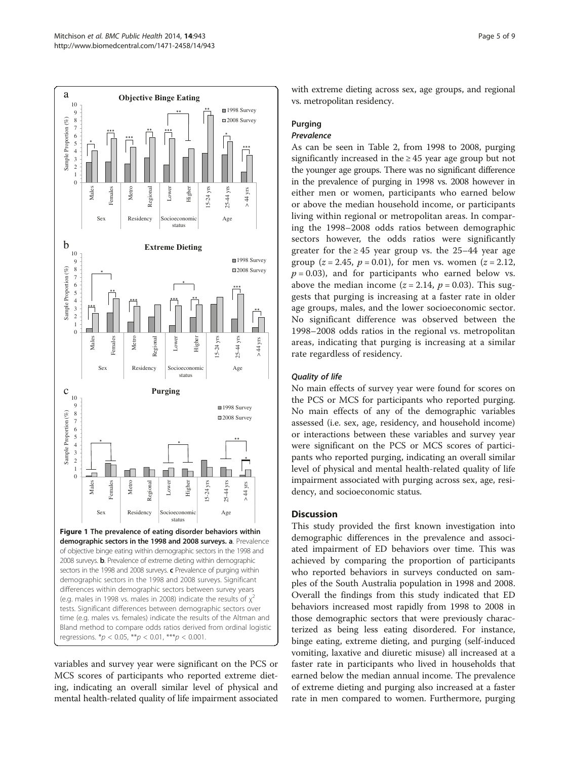Figure 1 The prevalence of eating disorder behaviors within demographic sectors in the 1998 and 2008 surveys. a. Prevalence of objective binge eating within demographic sectors in the 1998 and 2008 surveys. b. Prevalence of extreme dieting within demographic sectors in the 1998 and 2008 surveys. c Prevalence of purging within demographic sectors in the 1998 and 2008 surveys. Significant differences within demographic sectors between survey years (e.g. males in 1998 vs. males in 2008) indicate the results of $\chi^2$ tests. Significant differences between demographic sectors over time (e.g. males vs. females) indicate the results of the Altman and Bland method to compare odds ratios derived from ordinal logistic regressions. *$p < 0.05$, **$p < 0.01$, ***$p < 0.001$.

variables and survey year were significant on the PCS or MCS scores of participants who reported extreme dieting, indicating an overall similar level of physical and mental health-related quality of life impairment associated with extreme dieting across sex, age groups, and regional vs. metropolitan residency.

### Purging

#### *Prevalence*

As can be seen in Table 2, from 1998 to 2008, purging significantly increased in the ≥ 45 year age group but not the younger age groups. There was no significant difference in the prevalence of purging in 1998 vs. 2008 however in either men or women, participants who earned below or above the median household income, or participants living within regional or metropolitan areas. In comparing the 1998–2008 odds ratios between demographic sectors however, the odds ratios were significantly greater for the ≥ 45 year group vs. the 25–44 year age group ($z = 2.45$, $p = 0.01$), for men vs. women ($z = 2.12$, $p = 0.03$), and for participants who earned below vs. above the median income ($z = 2.14$, $p = 0.03$). This suggests that purging is increasing at a faster rate in older age groups, males, and the lower socioeconomic sector. No significant difference was observed between the 1998–2008 odds ratios in the regional vs. metropolitan areas, indicating that purging is increasing at a similar rate regardless of residency.

#### *Quality of life*

No main effects of survey year were found for scores on the PCS or MCS for participants who reported purging. No main effects of any of the demographic variables assessed (i.e. sex, age, residency, and household income) or interactions between these variables and survey year were significant on the PCS or MCS scores of participants who reported purging, indicating an overall similar level of physical and mental health-related quality of life impairment associated with purging across sex, age, residency, and socioeconomic status.

## Discussion

This study provided the first known investigation into demographic differences in the prevalence and associated impairment of ED behaviors over time. This was achieved by comparing the proportion of participants who reported behaviors in surveys conducted on samples of the South Australia population in 1998 and 2008. Overall the findings from this study indicated that ED behaviors increased most rapidly from 1998 to 2008 in those demographic sectors that were previously characterized as being less eating disordered. For instance, binge eating, extreme dieting, and purging (self-induced vomiting, laxative and diuretic misuse) all increased at a faster rate in participants who lived in households that earned below the median annual income. The prevalence of extreme dieting and purging also increased at a faster rate in men compared to women. Furthermore, purging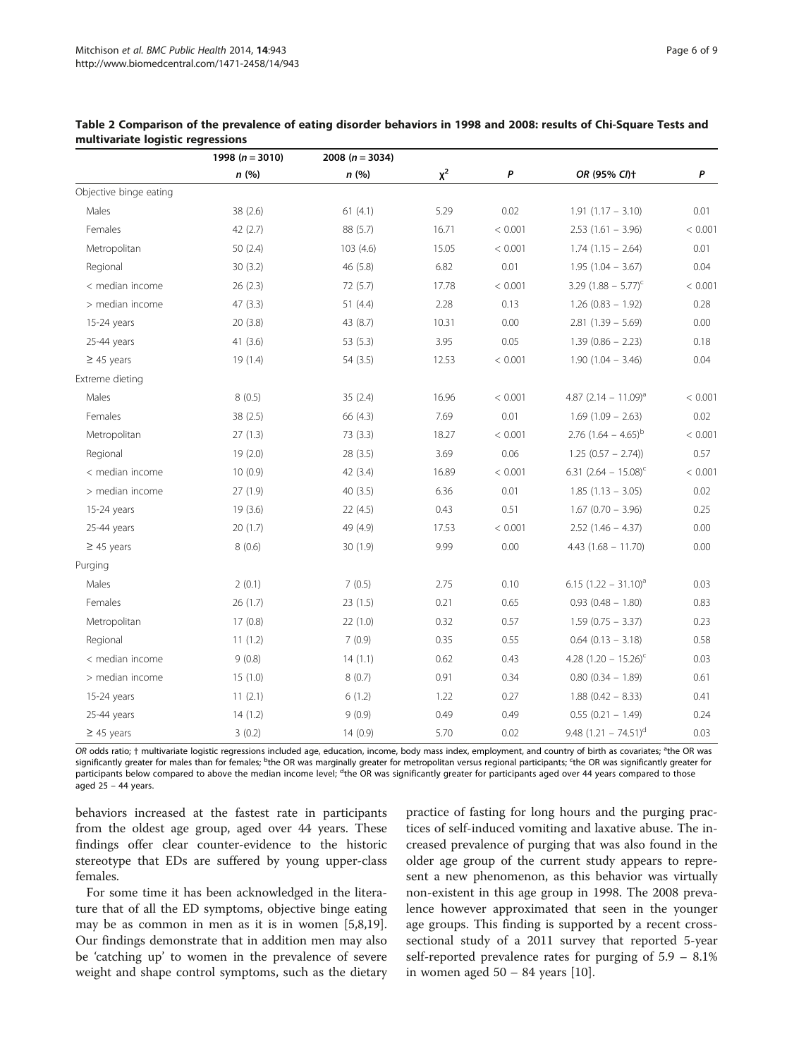**Table 2 Comparison of the prevalence of eating disorder behaviors in 1998 and 2008: results of Chi-Square Tests and multivariate logistic regressions**

| | 1998 ($n = 3010$) | 2008 ($n = 3034$) | | | | |
|---|---|---|---|---|---|---|
| | *n* (%) | *n* (%) | $\chi^2$ | *P* | *OR (95% CI)*† | *P* |
| Objective binge eating | | | | | | |
| Males | 38 (2.6) | 61 (4.1) | 5.29 | 0.02 | 1.91 (1.17 – 3.10) | 0.01 |
| Females | 42 (2.7) | 88 (5.7) | 16.71 | < 0.001 | 2.53 (1.61 – 3.96) | < 0.001 |
| Metropolitan | 50 (2.4) | 103 (4.6) | 15.05 | < 0.001 | 1.74 (1.15 – 2.64) | 0.01 |
| Regional | 30 (3.2) | 46 (5.8) | 6.82 | 0.01 | 1.95 (1.04 – 3.67) | 0.04 |
| < median income | 26 (2.3) | 72 (5.7) | 17.78 | < 0.001 | 3.29 (1.88 – 5.77)[c] | < 0.001 |
| > median income | 47 (3.3) | 51 (4.4) | 2.28 | 0.13 | 1.26 (0.83 – 1.92) | 0.28 |
| 15-24 years | 20 (3.8) | 43 (8.7) | 10.31 | 0.00 | 2.81 (1.39 – 5.69) | 0.00 |
| 25-44 years | 41 (3.6) | 53 (5.3) | 3.95 | 0.05 | 1.39 (0.86 – 2.23) | 0.18 |
| ≥ 45 years | 19 (1.4) | 54 (3.5) | 12.53 | < 0.001 | 1.90 (1.04 – 3.46) | 0.04 |
| Extreme dieting | | | | | | |
| Males | 8 (0.5) | 35 (2.4) | 16.96 | < 0.001 | 4.87 (2.14 – 11.09)[a] | < 0.001 |
| Females | 38 (2.5) | 66 (4.3) | 7.69 | 0.01 | 1.69 (1.09 – 2.63) | 0.02 |
| Metropolitan | 27 (1.3) | 73 (3.3) | 18.27 | < 0.001 | 2.76 (1.64 – 4.65)[b] | < 0.001 |
| Regional | 19 (2.0) | 28 (3.5) | 3.69 | 0.06 | 1.25 (0.57 – 2.74)) | 0.57 |
| < median income | 10 (0.9) | 42 (3.4) | 16.89 | < 0.001 | 6.31 (2.64 – 15.08)[c] | < 0.001 |
| > median income | 27 (1.9) | 40 (3.5) | 6.36 | 0.01 | 1.85 (1.13 – 3.05) | 0.02 |
| 15-24 years | 19 (3.6) | 22 (4.5) | 0.43 | 0.51 | 1.67 (0.70 – 3.96) | 0.25 |
| 25-44 years | 20 (1.7) | 49 (4.9) | 17.53 | < 0.001 | 2.52 (1.46 – 4.37) | 0.00 |
| ≥ 45 years | 8 (0.6) | 30 (1.9) | 9.99 | 0.00 | 4.43 (1.68 – 11.70) | 0.00 |
| Purging | | | | | | |
| Males | 2 (0.1) | 7 (0.5) | 2.75 | 0.10 | 6.15 (1.22 – 31.10)[a] | 0.03 |
| Females | 26 (1.7) | 23 (1.5) | 0.21 | 0.65 | 0.93 (0.48 – 1.80) | 0.83 |
| Metropolitan | 17 (0.8) | 22 (1.0) | 0.32 | 0.57 | 1.59 (0.75 – 3.37) | 0.23 |
| Regional | 11 (1.2) | 7 (0.9) | 0.35 | 0.55 | 0.64 (0.13 – 3.18) | 0.58 |
| < median income | 9 (0.8) | 14 (1.1) | 0.62 | 0.43 | 4.28 (1.20 – 15.26)[c] | 0.03 |
| > median income | 15 (1.0) | 8 (0.7) | 0.91 | 0.34 | 0.80 (0.34 – 1.89) | 0.61 |
| 15-24 years | 11 (2.1) | 6 (1.2) | 1.22 | 0.27 | 1.88 (0.42 – 8.33) | 0.41 |
| 25-44 years | 14 (1.2) | 9 (0.9) | 0.49 | 0.49 | 0.55 (0.21 – 1.49) | 0.24 |
| ≥ 45 years | 3 (0.2) | 14 (0.9) | 5.70 | 0.02 | 9.48 (1.21 – 74.51)[d] | 0.03 |

*OR* odds ratio; † multivariate logistic regressions included age, education, income, body mass index, employment, and country of birth as covariates; [a]the OR was significantly greater for males than for females; [b]the OR was marginally greater for metropolitan versus regional participants; [c]the OR was significantly greater for participants below compared to above the median income level; [d]the OR was significantly greater for participants aged over 44 years compared to those aged 25 – 44 years.

behaviors increased at the fastest rate in participants from the oldest age group, aged over 44 years. These findings offer clear counter-evidence to the historic stereotype that EDs are suffered by young upper-class females.

For some time it has been acknowledged in the literature that of all the ED symptoms, objective binge eating may be as common in men as it is in women [5,8,19]. Our findings demonstrate that in addition men may also be 'catching up' to women in the prevalence of severe weight and shape control symptoms, such as the dietary practice of fasting for long hours and the purging practices of self-induced vomiting and laxative abuse. The increased prevalence of purging that was also found in the older age group of the current study appears to represent a new phenomenon, as this behavior was virtually non-existent in this age group in 1998. The 2008 prevalence however approximated that seen in the younger age groups. This finding is supported by a recent cross-sectional study of a 2011 survey that reported 5-year self-reported prevalence rates for purging of 5.9 – 8.1% in women aged 50 – 84 years [10].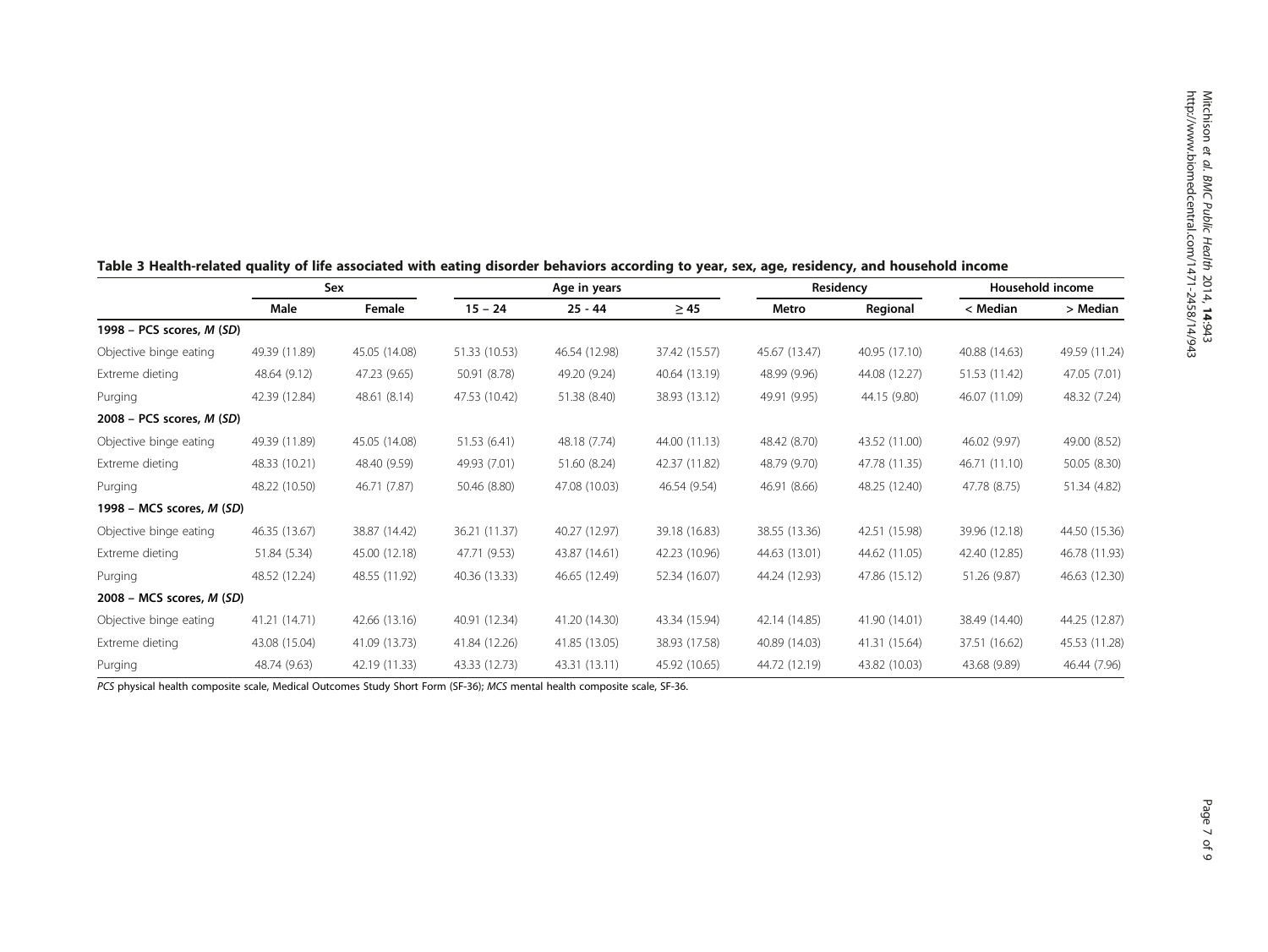**Table 3 Health-related quality of life associated with eating disorder behaviors according to year, sex, age, residency, and household income**

| | Sex | | Age in years | | | Residency | | Household income | |
|---|---|---|---|---|---|---|---|---|---|
| | Male | Female | 15 – 24 | 25 - 44 | ≥ 45 | Metro | Regional | < Median | > Median |
| **1998 – PCS scores, *M* (*SD*)** | | | | | | | | | |
| Objective binge eating | 49.39 (11.89) | 45.05 (14.08) | 51.33 (10.53) | 46.54 (12.98) | 37.42 (15.57) | 45.67 (13.47) | 40.95 (17.10) | 40.88 (14.63) | 49.59 (11.24) |
| Extreme dieting | 48.64 (9.12) | 47.23 (9.65) | 50.91 (8.78) | 49.20 (9.24) | 40.64 (13.19) | 48.99 (9.96) | 44.08 (12.27) | 51.53 (11.42) | 47.05 (7.01) |
| Purging | 42.39 (12.84) | 48.61 (8.14) | 47.53 (10.42) | 51.38 (8.40) | 38.93 (13.12) | 49.91 (9.95) | 44.15 (9.80) | 46.07 (11.09) | 48.32 (7.24) |
| **2008 – PCS scores, *M* (*SD*)** | | | | | | | | | |
| Objective binge eating | 49.39 (11.89) | 45.05 (14.08) | 51.53 (6.41) | 48.18 (7.74) | 44.00 (11.13) | 48.42 (8.70) | 43.52 (11.00) | 46.02 (9.97) | 49.00 (8.52) |
| Extreme dieting | 48.33 (10.21) | 48.40 (9.59) | 49.93 (7.01) | 51.60 (8.24) | 42.37 (11.82) | 48.79 (9.70) | 47.78 (11.35) | 46.71 (11.10) | 50.05 (8.30) |
| Purging | 48.22 (10.50) | 46.71 (7.87) | 50.46 (8.80) | 47.08 (10.03) | 46.54 (9.54) | 46.91 (8.66) | 48.25 (12.40) | 47.78 (8.75) | 51.34 (4.82) |
| **1998 – MCS scores, *M* (*SD*)** | | | | | | | | | |
| Objective binge eating | 46.35 (13.67) | 38.87 (14.42) | 36.21 (11.37) | 40.27 (12.97) | 39.18 (16.83) | 38.55 (13.36) | 42.51 (15.98) | 39.96 (12.18) | 44.50 (15.36) |
| Extreme dieting | 51.84 (5.34) | 45.00 (12.18) | 47.71 (9.53) | 43.87 (14.61) | 42.23 (10.96) | 44.63 (13.01) | 44.62 (11.05) | 42.40 (12.85) | 46.78 (11.93) |
| Purging | 48.52 (12.24) | 48.55 (11.92) | 40.36 (13.33) | 46.65 (12.49) | 52.34 (16.07) | 44.24 (12.93) | 47.86 (15.12) | 51.26 (9.87) | 46.63 (12.30) |
| **2008 – MCS scores, *M* (*SD*)** | | | | | | | | | |
| Objective binge eating | 41.21 (14.71) | 42.66 (13.16) | 40.91 (12.34) | 41.20 (14.30) | 43.34 (15.94) | 42.14 (14.85) | 41.90 (14.01) | 38.49 (14.40) | 44.25 (12.87) |
| Extreme dieting | 43.08 (15.04) | 41.09 (13.73) | 41.84 (12.26) | 41.85 (13.05) | 38.93 (17.58) | 40.89 (14.03) | 41.31 (15.64) | 37.51 (16.62) | 45.53 (11.28) |
| Purging | 48.74 (9.63) | 42.19 (11.33) | 43.33 (12.73) | 43.31 (13.11) | 45.92 (10.65) | 44.72 (12.19) | 43.82 (10.03) | 43.68 (9.89) | 46.44 (7.96) |

*PCS* physical health composite scale, Medical Outcomes Study Short Form (SF-36); *MCS* mental health composite scale, SF-36.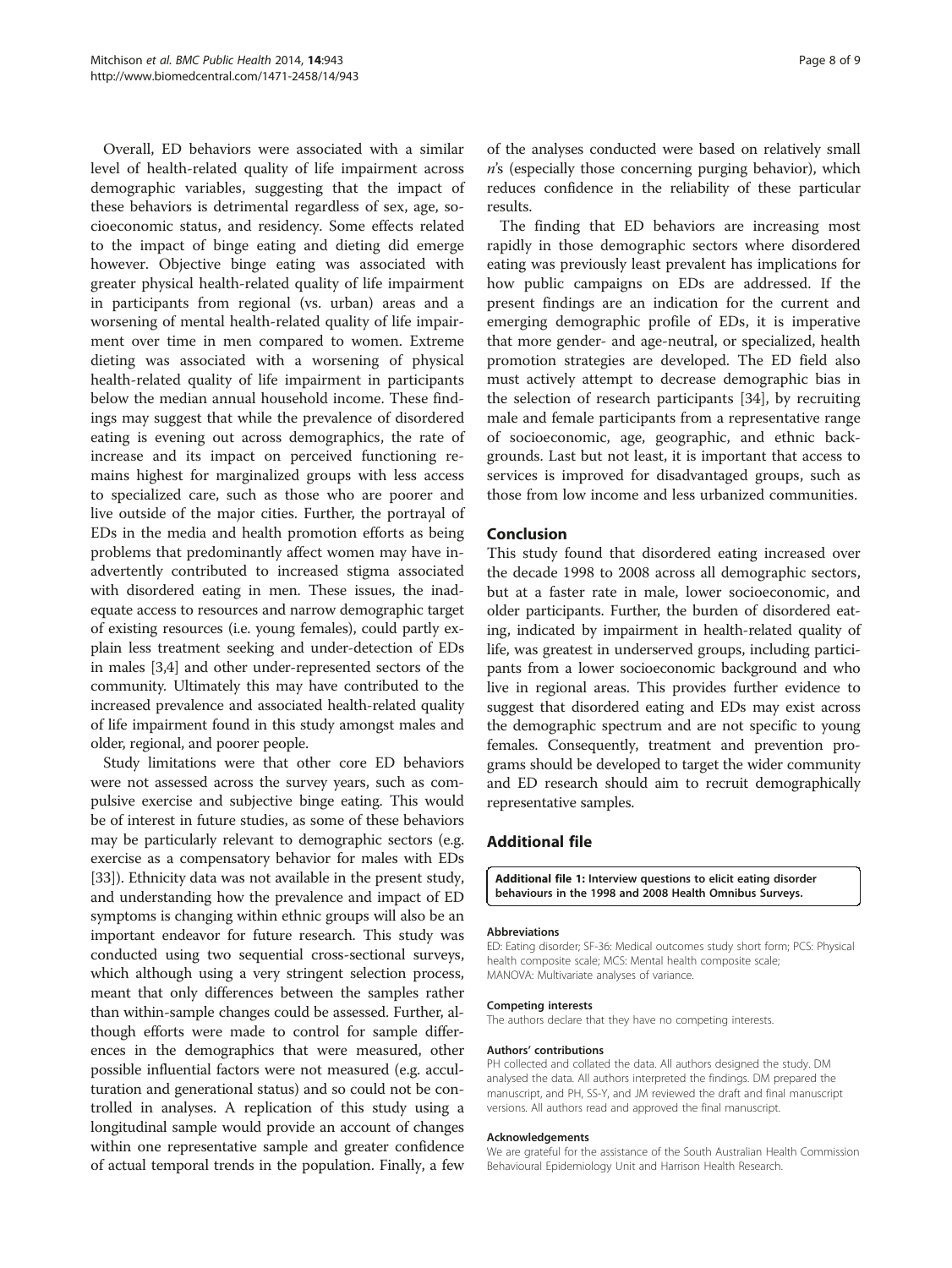Overall, ED behaviors were associated with a similar level of health-related quality of life impairment across demographic variables, suggesting that the impact of these behaviors is detrimental regardless of sex, age, socioeconomic status, and residency. Some effects related to the impact of binge eating and dieting did emerge however. Objective binge eating was associated with greater physical health-related quality of life impairment in participants from regional (vs. urban) areas and a worsening of mental health-related quality of life impairment over time in men compared to women. Extreme dieting was associated with a worsening of physical health-related quality of life impairment in participants below the median annual household income. These findings may suggest that while the prevalence of disordered eating is evening out across demographics, the rate of increase and its impact on perceived functioning remains highest for marginalized groups with less access to specialized care, such as those who are poorer and live outside of the major cities. Further, the portrayal of EDs in the media and health promotion efforts as being problems that predominantly affect women may have inadvertently contributed to increased stigma associated with disordered eating in men. These issues, the inadequate access to resources and narrow demographic target of existing resources (i.e. young females), could partly explain less treatment seeking and under-detection of EDs in males [3,4] and other under-represented sectors of the community. Ultimately this may have contributed to the increased prevalence and associated health-related quality of life impairment found in this study amongst males and older, regional, and poorer people.

Study limitations were that other core ED behaviors were not assessed across the survey years, such as compulsive exercise and subjective binge eating. This would be of interest in future studies, as some of these behaviors may be particularly relevant to demographic sectors (e.g. exercise as a compensatory behavior for males with EDs [33]). Ethnicity data was not available in the present study, and understanding how the prevalence and impact of ED symptoms is changing within ethnic groups will also be an important endeavor for future research. This study was conducted using two sequential cross-sectional surveys, which although using a very stringent selection process, meant that only differences between the samples rather than within-sample changes could be assessed. Further, although efforts were made to control for sample differences in the demographics that were measured, other possible influential factors were not measured (e.g. acculturation and generational status) and so could not be controlled in analyses. A replication of this study using a longitudinal sample would provide an account of changes within one representative sample and greater confidence of actual temporal trends in the population. Finally, a few of the analyses conducted were based on relatively small *n*'s (especially those concerning purging behavior), which reduces confidence in the reliability of these particular results.

The finding that ED behaviors are increasing most rapidly in those demographic sectors where disordered eating was previously least prevalent has implications for how public campaigns on EDs are addressed. If the present findings are an indication for the current and emerging demographic profile of EDs, it is imperative that more gender- and age-neutral, or specialized, health promotion strategies are developed. The ED field also must actively attempt to decrease demographic bias in the selection of research participants [34], by recruiting male and female participants from a representative range of socioeconomic, age, geographic, and ethnic backgrounds. Last but not least, it is important that access to services is improved for disadvantaged groups, such as those from low income and less urbanized communities.

## Conclusion

This study found that disordered eating increased over the decade 1998 to 2008 across all demographic sectors, but at a faster rate in male, lower socioeconomic, and older participants. Further, the burden of disordered eating, indicated by impairment in health-related quality of life, was greatest in underserved groups, including participants from a lower socioeconomic background and who live in regional areas. This provides further evidence to suggest that disordered eating and EDs may exist across the demographic spectrum and are not specific to young females. Consequently, treatment and prevention programs should be developed to target the wider community and ED research should aim to recruit demographically representative samples.

## Additional file

**Additional file 1: Interview questions to elicit eating disorder behaviours in the 1998 and 2008 Health Omnibus Surveys.**

#### Abbreviations

ED: Eating disorder; SF-36: Medical outcomes study short form; PCS: Physical health composite scale; MCS: Mental health composite scale; MANOVA: Multivariate analyses of variance.

#### Competing interests

The authors declare that they have no competing interests.

#### Authors' contributions

PH collected and collated the data. All authors designed the study. DM analysed the data. All authors interpreted the findings. DM prepared the manuscript, and PH, SS-Y, and JM reviewed the draft and final manuscript versions. All authors read and approved the final manuscript.

#### Acknowledgements

We are grateful for the assistance of the South Australian Health Commission Behavioural Epidemiology Unit and Harrison Health Research.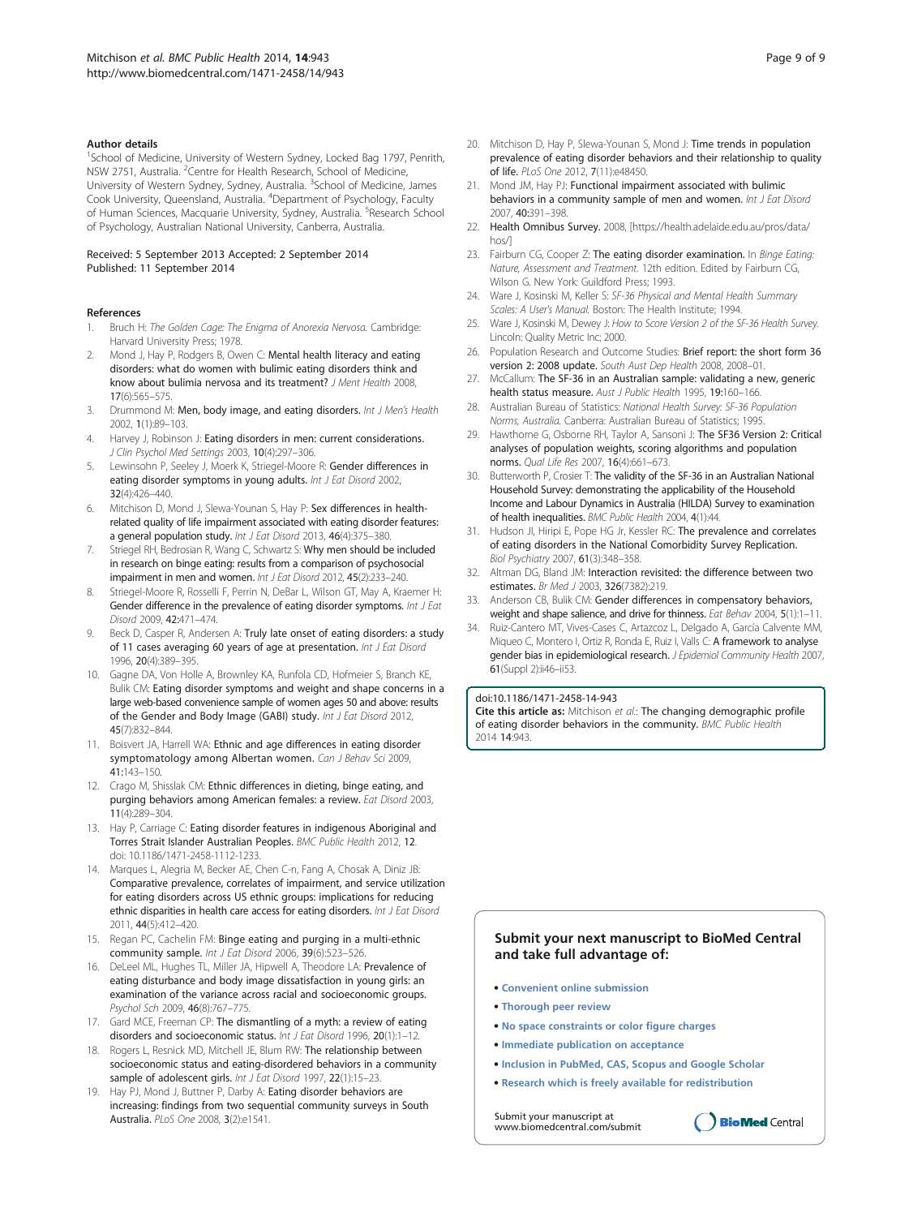#### Author details

[1]School of Medicine, University of Western Sydney, Locked Bag 1797, Penrith, NSW 2751, Australia. [2]Centre for Health Research, School of Medicine, University of Western Sydney, Sydney, Australia. [3]School of Medicine, James Cook University, Queensland, Australia. [4]Department of Psychology, Faculty of Human Sciences, Macquarie University, Sydney, Australia. [5]Research School of Psychology, Australian National University, Canberra, Australia.

Received: 5 September 2013 Accepted: 2 September 2014
Published: 11 September 2014

#### References

1. Bruch H: *The Golden Cage: The Enigma of Anorexia Nervosa.* Cambridge: Harvard University Press; 1978.
2. Mond J, Hay P, Rodgers B, Owen C: **Mental health literacy and eating disorders: what do women with bulimic eating disorders think and know about bulimia nervosa and its treatment?** *J Ment Health* 2008, **17**(6):565–575.
3. Drummond M: **Men, body image, and eating disorders.** *Int J Men's Health* 2002, **1**(1):89–103.
4. Harvey J, Robinson J: **Eating disorders in men: current considerations.** *J Clin Psychol Med Settings* 2003, **10**(4):297–306.
5. Lewinsohn P, Seeley J, Moerk K, Striegel-Moore R: **Gender differences in eating disorder symptoms in young adults.** *Int J Eat Disord* 2002, **32**(4):426–440.
6. Mitchison D, Mond J, Slewa-Younan S, Hay P: **Sex differences in health-related quality of life impairment associated with eating disorder features: a general population study.** *Int J Eat Disord* 2013, **46**(4):375–380.
7. Striegel RH, Bedrosian R, Wang C, Schwartz S: **Why men should be included in research on binge eating: results from a comparison of psychosocial impairment in men and women.** *Int J Eat Disord* 2012, **45**(2):233–240.
8. Striegel-Moore R, Rosselli F, Perrin N, DeBar L, Wilson GT, May A, Kraemer H: **Gender difference in the prevalence of eating disorder symptoms.** *Int J Eat Disord* 2009, **42**:471–474.
9. Beck D, Casper R, Andersen A: **Truly late onset of eating disorders: a study of 11 cases averaging 60 years of age at presentation.** *Int J Eat Disord* 1996, **20**(4):389–395.
10. Gagne DA, Von Holle A, Brownley KA, Runfola CD, Hofmeier S, Branch KE, Bulik CM: **Eating disorder symptoms and weight and shape concerns in a large web-based convenience sample of women ages 50 and above: results of the Gender and Body Image (GABI) study.** *Int J Eat Disord* 2012, **45**(7):832–844.
11. Boisvert JA, Harrell WA: **Ethnic and age differences in eating disorder symptomatology among Albertan women.** *Can J Behav Sci* 2009, **41**:143–150.
12. Crago M, Shisslak CM: **Ethnic differences in dieting, binge eating, and purging behaviors among American females: a review.** *Eat Disord* 2003, **11**(4):289–304.
13. Hay P, Carriage C: **Eating disorder features in indigenous Aboriginal and Torres Strait Islander Australian Peoples.** *BMC Public Health* 2012, **12**. doi: 10.1186/1471-2458-1112-1233.
14. Marques L, Alegria M, Becker AE, Chen C-n, Fang A, Chosak A, Diniz JB: **Comparative prevalence, correlates of impairment, and service utilization for eating disorders across US ethnic groups: implications for reducing ethnic disparities in health care access for eating disorders.** *Int J Eat Disord* 2011, **44**(5):412–420.
15. Regan PC, Cachelin FM: **Binge eating and purging in a multi-ethnic community sample.** *Int J Eat Disord* 2006, **39**(6):523–526.
16. DeLeel ML, Hughes TL, Miller JA, Hipwell A, Theodore LA: **Prevalence of eating disturbance and body image dissatisfaction in young girls: an examination of the variance across racial and socioeconomic groups.** *Psychol Sch* 2009, **46**(8):767–775.
17. Gard MCE, Freeman CP: **The dismantling of a myth: a review of eating disorders and socioeconomic status.** *Int J Eat Disord* 1996, **20**(1):1–12.
18. Rogers L, Resnick MD, Mitchell JE, Blum RW: **The relationship between socioeconomic status and eating-disordered behaviors in a community sample of adolescent girls.** *Int J Eat Disord* 1997, **22**(1):15–23.
19. Hay PJ, Mond J, Buttner P, Darby A: **Eating disorder behaviors are increasing: findings from two sequential community surveys in South Australia.** *PLoS One* 2008, **3**(2):e1541.
20. Mitchison D, Hay P, Slewa-Younan S, Mond J: **Time trends in population prevalence of eating disorder behaviors and their relationship to quality of life.** *PLoS One* 2012, **7**(11):e48450.
21. Mond JM, Hay PJ: **Functional impairment associated with bulimic behaviors in a community sample of men and women.** *Int J Eat Disord* 2007, **40**:391–398.
22. **Health Omnibus Survey.** 2008, [https://health.adelaide.edu.au/pros/data/hos/]
23. Fairburn CG, Cooper Z: **The eating disorder examination.** In *Binge Eating: Nature, Assessment and Treatment.* 12th edition. Edited by Fairburn CG, Wilson G. New York: Guildford Press; 1993.
24. Ware J, Kosinski M, Keller S: *SF-36 Physical and Mental Health Summary Scales: A User's Manual.* Boston: The Health Institute; 1994.
25. Ware J, Kosinski M, Dewey J: *How to Score Version 2 of the SF-36 Health Survey.* Lincoln: Quality Metric Inc; 2000.
26. Population Research and Outcome Studies: **Brief report: the short form 36 version 2: 2008 update.** *South Aust Dep Health* 2008, 2008–01.
27. McCallum: **The SF-36 in an Australian sample: validating a new, generic health status measure.** *Aust J Public Health* 1995, **19**:160–166.
28. Australian Bureau of Statistics: *National Health Survey: SF-36 Population Norms, Australia.* Canberra: Australian Bureau of Statistics; 1995.
29. Hawthorne G, Osborne RH, Taylor A, Sansoni J: **The SF36 Version 2: Critical analyses of population weights, scoring algorithms and population norms.** *Qual Life Res* 2007, **16**(4):661–673.
30. Butterworth P, Crosier T: **The validity of the SF-36 in an Australian National Household Survey: demonstrating the applicability of the Household Income and Labour Dynamics in Australia (HILDA) Survey to examination of health inequalities.** *BMC Public Health* 2004, **4**(1):44.
31. Hudson JI, Hiripi E, Pope HG Jr, Kessler RC: **The prevalence and correlates of eating disorders in the National Comorbidity Survey Replication.** *Biol Psychiatry* 2007, **61**(3):348–358.
32. Altman DG, Bland JM: **Interaction revisited: the difference between two estimates.** *Br Med J* 2003, **326**(7382):219.
33. Anderson CB, Bulik CM: **Gender differences in compensatory behaviors, weight and shape salience, and drive for thinness.** *Eat Behav* 2004, **5**(1):1–11.
34. Ruiz-Cantero MT, Vives-Cases C, Artazcoz L, Delgado A, García Calvente MM, Miqueo C, Montero I, Ortiz R, Ronda E, Ruiz I, Valls C: **A framework to analyse gender bias in epidemiological research.** *J Epidemiol Community Health* 2007, **61**(Suppl 2):ii46–ii53.

doi:10.1186/1471-2458-14-943
**Cite this article as:** Mitchison *et al.*: The changing demographic profile of eating disorder behaviors in the community. *BMC Public Health* 2014 **14**:943.

**Submit your next manuscript to BioMed Central and take full advantage of:**

- Convenient online submission
- Thorough peer review
- No space constraints or color figure charges
- Immediate publication on acceptance
- Inclusion in PubMed, CAS, Scopus and Google Scholar
- Research which is freely available for redistribution

Submit your manuscript at
www.biomedcentral.com/submit

BioMed Central